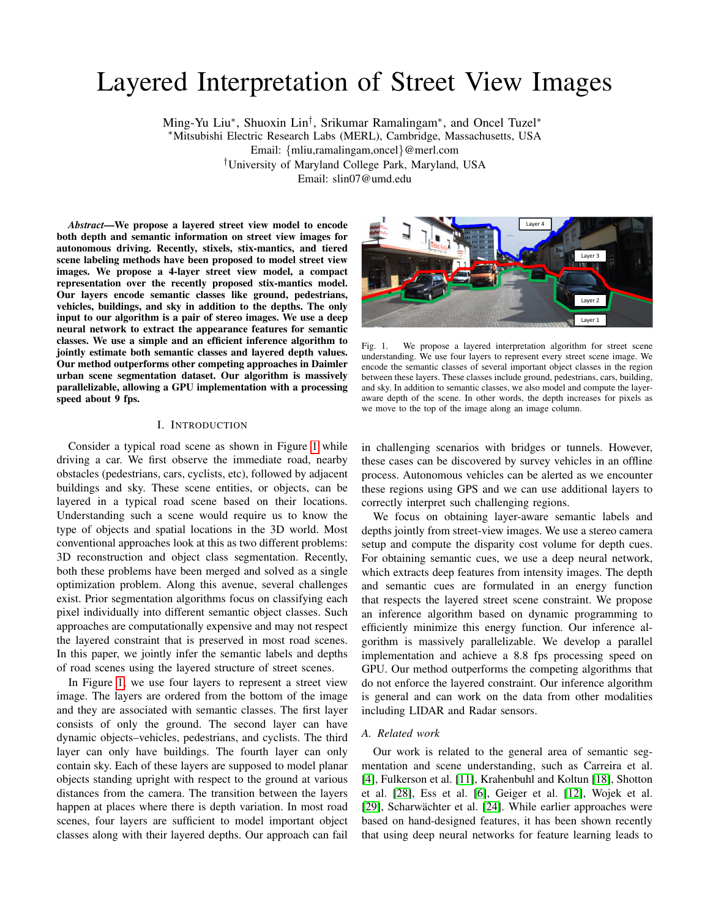# Layered Interpretation of Street View Images

Ming-Yu Liu*, Shuoxin Lin†, Srikumar Ramalingam*, and Oncel Tuzel*

*Mitsubishi Electric Research Labs (MERL), Cambridge, Massachusetts, USA

Email: {mliu,ramalingam,oncel}@merl.com

†University of Maryland College Park, Maryland, USA

Email: slin07@umd.edu

***Abstract*—We propose a layered street view model to encode both depth and semantic information on street view images for autonomous driving. Recently, stixels, stix-mantics, and tiered scene labeling methods have been proposed to model street view images. We propose a 4-layer street view model, a compact representation over the recently proposed stix-mantics model. Our layers encode semantic classes like ground, pedestrians, vehicles, buildings, and sky in addition to the depths. The only input to our algorithm is a pair of stereo images. We use a deep neural network to extract the appearance features for semantic classes. We use a simple and an efficient inference algorithm to jointly estimate both semantic classes and layered depth values. Our method outperforms other competing approaches in Daimler urban scene segmentation dataset. Our algorithm is massively parallelizable, allowing a GPU implementation with a processing speed about 9 fps.**

Fig. 1. We propose a layered interpretation algorithm for street scene understanding. We use four layers to represent every street scene image. We encode the semantic classes of several important object classes in the region between these layers. These classes include ground, pedestrians, cars, building, and sky. In addition to semantic classes, we also model and compute the layer-aware depth of the scene. In other words, the depth increases for pixels as we move to the top of the image along an image column.

## I. Introduction

Consider a typical road scene as shown in Figure 1 while driving a car. We first observe the immediate road, nearby obstacles (pedestrians, cars, cyclists, etc), followed by adjacent buildings and sky. These scene entities, or objects, can be layered in a typical road scene based on their locations. Understanding such a scene would require us to know the type of objects and spatial locations in the 3D world. Most conventional approaches look at this as two different problems: 3D reconstruction and object class segmentation. Recently, both these problems have been merged and solved as a single optimization problem. Along this avenue, several challenges exist. Prior segmentation algorithms focus on classifying each pixel individually into different semantic object classes. Such approaches are computationally expensive and may not respect the layered constraint that is preserved in most road scenes. In this paper, we jointly infer the semantic labels and depths of road scenes using the layered structure of street scenes.

In Figure 1, we use four layers to represent a street view image. The layers are ordered from the bottom of the image and they are associated with semantic classes. The first layer consists of only the ground. The second layer can have dynamic objects–vehicles, pedestrians, and cyclists. The third layer can only have buildings. The fourth layer can only contain sky. Each of these layers are supposed to model planar objects standing upright with respect to the ground at various distances from the camera. The transition between the layers happen at places where there is depth variation. In most road scenes, four layers are sufficient to model important object classes along with their layered depths. Our approach can fail in challenging scenarios with bridges or tunnels. However, these cases can be discovered by survey vehicles in an offline process. Autonomous vehicles can be alerted as we encounter these regions using GPS and we can use additional layers to correctly interpret such challenging regions.

We focus on obtaining layer-aware semantic labels and depths jointly from street-view images. We use a stereo camera setup and compute the disparity cost volume for depth cues. For obtaining semantic cues, we use a deep neural network, which extracts deep features from intensity images. The depth and semantic cues are formulated in an energy function that respects the layered street scene constraint. We propose an inference algorithm based on dynamic programming to efficiently minimize this energy function. Our inference algorithm is massively parallelizable. We develop a parallel implementation and achieve a 8.8 fps processing speed on GPU. Our method outperforms the competing algorithms that do not enforce the layered constraint. Our inference algorithm is general and can work on the data from other modalities including LIDAR and Radar sensors.

### A. Related work

Our work is related to the general area of semantic segmentation and scene understanding, such as Carreira et al. [4], Fulkerson et al. [11], Krahenbuhl and Koltun [18], Shotton et al. [28], Ess et al. [6], Geiger et al. [12], Wojek et al. [29], Scharwächter et al. [24]. While earlier approaches were based on hand-designed features, it has been shown recently that using deep neural networks for feature learning leads to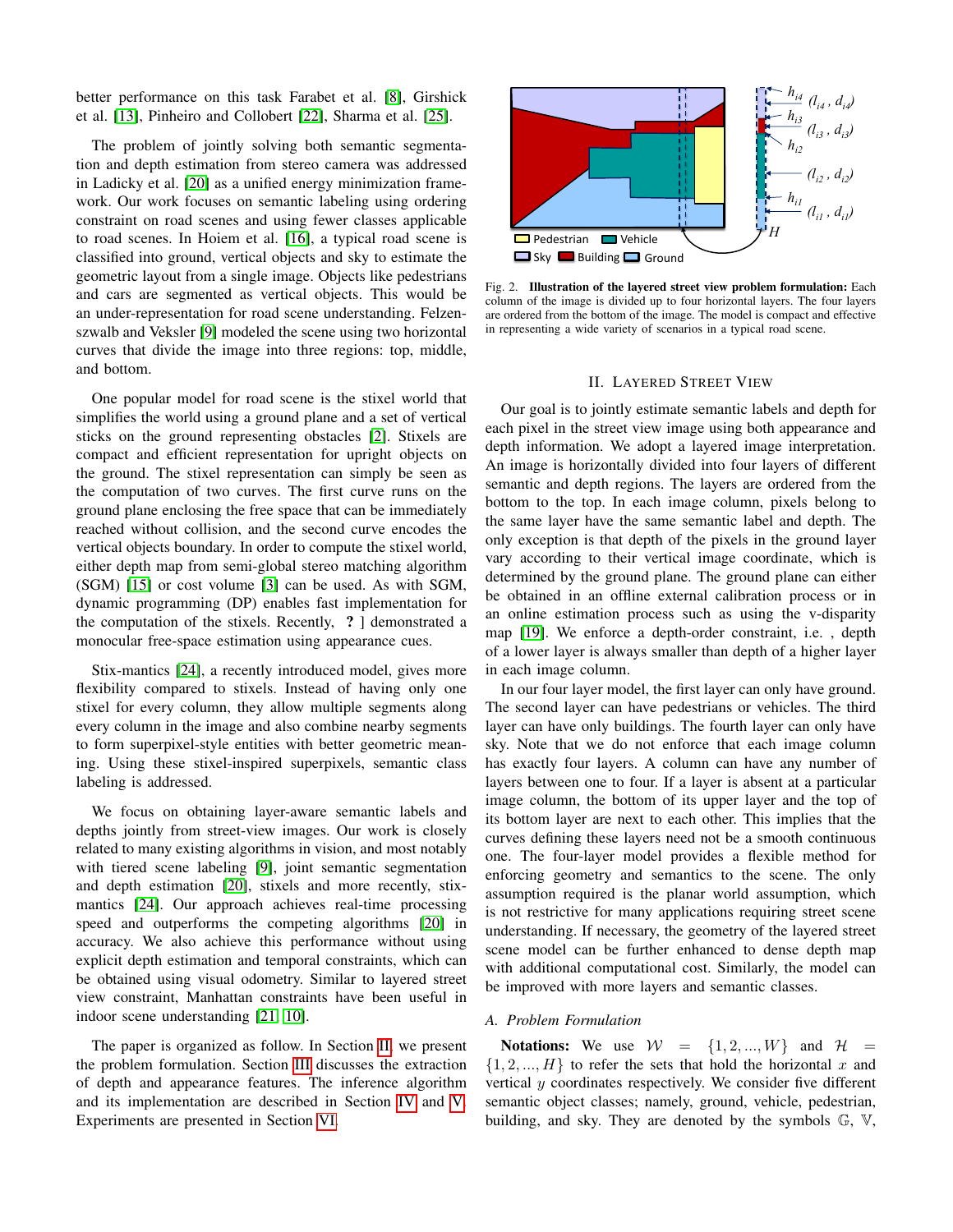better performance on this task Farabet et al. [8], Girshick et al. [13], Pinheiro and Collobert [22], Sharma et al. [25].

The problem of jointly solving both semantic segmentation and depth estimation from stereo camera was addressed in Ladicky et al. [20] as a unified energy minimization framework. Our work focuses on semantic labeling using ordering constraint on road scenes and using fewer classes applicable to road scenes. In Hoiem et al. [16], a typical road scene is classified into ground, vertical objects and sky to estimate the geometric layout from a single image. Objects like pedestrians and cars are segmented as vertical objects. This would be an under-representation for road scene understanding. Felzenszwalb and Veksler [9] modeled the scene using two horizontal curves that divide the image into three regions: top, middle, and bottom.

One popular model for road scene is the stixel world that simplifies the world using a ground plane and a set of vertical sticks on the ground representing obstacles [2]. Stixels are compact and efficient representation for upright objects on the ground. The stixel representation can simply be seen as the computation of two curves. The first curve runs on the ground plane enclosing the free space that can be immediately reached without collision, and the second curve encodes the vertical objects boundary. In order to compute the stixel world, either depth map from semi-global stereo matching algorithm (SGM) [15] or cost volume [3] can be used. As with SGM, dynamic programming (DP) enables fast implementation for the computation of the stixels. Recently, **?** ] demonstrated a monocular free-space estimation using appearance cues.

Stix-mantics [24], a recently introduced model, gives more flexibility compared to stixels. Instead of having only one stixel for every column, they allow multiple segments along every column in the image and also combine nearby segments to form superpixel-style entities with better geometric meaning. Using these stixel-inspired superpixels, semantic class labeling is addressed.

We focus on obtaining layer-aware semantic labels and depths jointly from street-view images. Our work is closely related to many existing algorithms in vision, and most notably with tiered scene labeling [9], joint semantic segmentation and depth estimation [20], stixels and more recently, stix-mantics [24]. Our approach achieves real-time processing speed and outperforms the competing algorithms [20] in accuracy. We also achieve this performance without using explicit depth estimation and temporal constraints, which can be obtained using visual odometry. Similar to layered street view constraint, Manhattan constraints have been useful in indoor scene understanding [21, 10].

The paper is organized as follow. In Section II, we present the problem formulation. Section III discusses the extraction of depth and appearance features. The inference algorithm and its implementation are described in Section IV and V. Experiments are presented in Section VI.

Fig. 2. **Illustration of the layered street view problem formulation:** Each column of the image is divided up to four horizontal layers. The four layers are ordered from the bottom of the image. The model is compact and effective in representing a wide variety of scenarios in a typical road scene.

## II. Layered Street View

Our goal is to jointly estimate semantic labels and depth for each pixel in the street view image using both appearance and depth information. We adopt a layered image interpretation. An image is horizontally divided into four layers of different semantic and depth regions. The layers are ordered from the bottom to the top. In each image column, pixels belong to the same layer have the same semantic label and depth. The only exception is that depth of the pixels in the ground layer vary according to their vertical image coordinate, which is determined by the ground plane. The ground plane can either be obtained in an offline external calibration process or in an online estimation process such as using the v-disparity map [19]. We enforce a depth-order constraint, i.e. , depth of a lower layer is always smaller than depth of a higher layer in each image column.

In our four layer model, the first layer can only have ground. The second layer can have pedestrians or vehicles. The third layer can have only buildings. The fourth layer can only have sky. Note that we do not enforce that each image column has exactly four layers. A column can have any number of layers between one to four. If a layer is absent at a particular image column, the bottom of its upper layer and the top of its bottom layer are next to each other. This implies that the curves defining these layers need not be a smooth continuous one. The four-layer model provides a flexible method for enforcing geometry and semantics to the scene. The only assumption required is the planar world assumption, which is not restrictive for many applications requiring street scene understanding. If necessary, the geometry of the layered street scene model can be further enhanced to dense depth map with additional computational cost. Similarly, the model can be improved with more layers and semantic classes.

### A. Problem Formulation

**Notations:** We use $\mathcal{W} = \{1, 2, ..., W\}$ and $\mathcal{H} = \{1, 2, ..., H\}$ to refer the sets that hold the horizontal $x$ and vertical $y$ coordinates respectively. We consider five different semantic object classes; namely, ground, vehicle, pedestrian, building, and sky. They are denoted by the symbols $\mathbb{G}$, $\mathbb{V}$,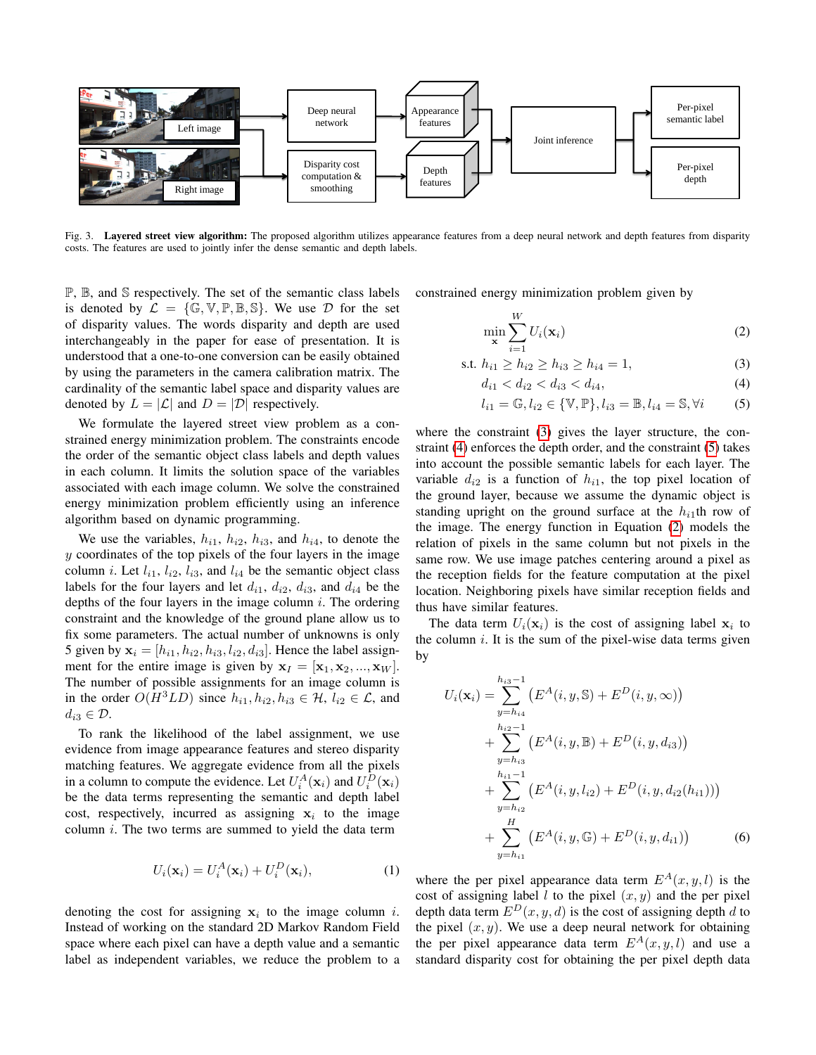Fig. 3. **Layered street view algorithm:** The proposed algorithm utilizes appearance features from a deep neural network and depth features from disparity costs. The features are used to jointly infer the dense semantic and depth labels.

$\mathbb{P}$, $\mathbb{B}$, and $\mathbb{S}$ respectively. The set of the semantic class labels is denoted by $\mathcal{L} = \{\mathbb{G}, \mathbb{V}, \mathbb{P}, \mathbb{B}, \mathbb{S}\}$. We use $\mathcal{D}$ for the set of disparity values. The words disparity and depth are used interchangeably in the paper for ease of presentation. It is understood that a one-to-one conversion can be easily obtained by using the parameters in the camera calibration matrix. The cardinality of the semantic label space and disparity values are denoted by $L = |\mathcal{L}|$ and $D = |\mathcal{D}|$ respectively.

We formulate the layered street view problem as a constrained energy minimization problem. The constraints encode the order of the semantic object class labels and depth values in each column. It limits the solution space of the variables associated with each image column. We solve the constrained energy minimization problem efficiently using an inference algorithm based on dynamic programming.

We use the variables, $h_{i1}$, $h_{i2}$, $h_{i3}$, and $h_{i4}$, to denote the $y$ coordinates of the top pixels of the four layers in the image column $i$. Let $l_{i1}$, $l_{i2}$, $l_{i3}$, and $l_{i4}$ be the semantic object class labels for the four layers and let $d_{i1}$, $d_{i2}$, $d_{i3}$, and $d_{i4}$ be the depths of the four layers in the image column $i$. The ordering constraint and the knowledge of the ground plane allow us to fix some parameters. The actual number of unknowns is only 5 given by $\mathbf{x}_i = [h_{i1}, h_{i2}, h_{i3}, l_{i2}, d_{i3}]$. Hence the label assignment for the entire image is given by $\mathbf{x}_I = [\mathbf{x}_1, \mathbf{x}_2, ..., \mathbf{x}_W]$. The number of possible assignments for an image column is in the order $O(H^3LD)$ since $h_{i1}, h_{i2}, h_{i3} \in \mathcal{H}$, $l_{i2} \in \mathcal{L}$, and $d_{i3} \in \mathcal{D}$.

To rank the likelihood of the label assignment, we use evidence from image appearance features and stereo disparity matching features. We aggregate evidence from all the pixels in a column to compute the evidence. Let $U_i^A(\mathbf{x}_i)$ and $U_i^D(\mathbf{x}_i)$ be the data terms representing the semantic and depth label cost, respectively, incurred as assigning $\mathbf{x}_i$ to the image column $i$. The two terms are summed to yield the data term

$$U_i(\mathbf{x}_i) = U_i^A(\mathbf{x}_i) + U_i^D(\mathbf{x}_i), \tag{1}$$

denoting the cost for assigning $\mathbf{x}_i$ to the image column $i$. Instead of working on the standard 2D Markov Random Field space where each pixel can have a depth value and a semantic label as independent variables, we reduce the problem to a constrained energy minimization problem given by

$$\min_{\mathbf{x}} \sum_{i=1}^{W} U_i(\mathbf{x}_i) \tag{2}$$

$$\text{s.t. } h_{i1} \geq h_{i2} \geq h_{i3} \geq h_{i4} = 1, \tag{3}$$

$$d_{i1} < d_{i2} < d_{i3} < d_{i4}, \tag{4}$$

$$l_{i1} = \mathbb{G}, l_{i2} \in \{\mathbb{V}, \mathbb{P}\}, l_{i3} = \mathbb{B}, l_{i4} = \mathbb{S}, \forall i \tag{5}$$

where the constraint (3) gives the layer structure, the constraint (4) enforces the depth order, and the constraint (5) takes into account the possible semantic labels for each layer. The variable $d_{i2}$ is a function of $h_{i1}$, the top pixel location of the ground layer, because we assume the dynamic object is standing upright on the ground surface at the $h_{i1}$th row of the image. The energy function in Equation (2) models the relation of pixels in the same column but not pixels in the same row. We use image patches centering around a pixel as the reception fields for the feature computation at the pixel location. Neighboring pixels have similar reception fields and thus have similar features.

The data term $U_i(\mathbf{x}_i)$ is the cost of assigning label $\mathbf{x}_i$ to the column $i$. It is the sum of the pixel-wise data terms given by

$$\begin{aligned}
U_i(\mathbf{x}_i) = &\sum_{y=h_{i4}}^{h_{i3}-1} \left(E^A(i, y, \mathbb{S}) + E^D(i, y, \infty)\right) \\
&+ \sum_{y=h_{i3}}^{h_{i2}-1} \left(E^A(i, y, \mathbb{B}) + E^D(i, y, d_{i3})\right) \\
&+ \sum_{y=h_{i2}}^{h_{i1}-1} \left(E^A(i, y, l_{i2}) + E^D(i, y, d_{i2}(h_{i1}))\right) \\
&+ \sum_{y=h_{i1}}^{H} \left(E^A(i, y, \mathbb{G}) + E^D(i, y, d_{i1})\right)
\end{aligned} \tag{6}$$

where the per pixel appearance data term $E^A(x, y, l)$ is the cost of assigning label $l$ to the pixel $(x, y)$ and the per pixel depth data term $E^D(x, y, d)$ is the cost of assigning depth $d$ to the pixel $(x, y)$. We use a deep neural network for obtaining the per pixel appearance data term $E^A(x, y, l)$ and use a standard disparity cost for obtaining the per pixel depth data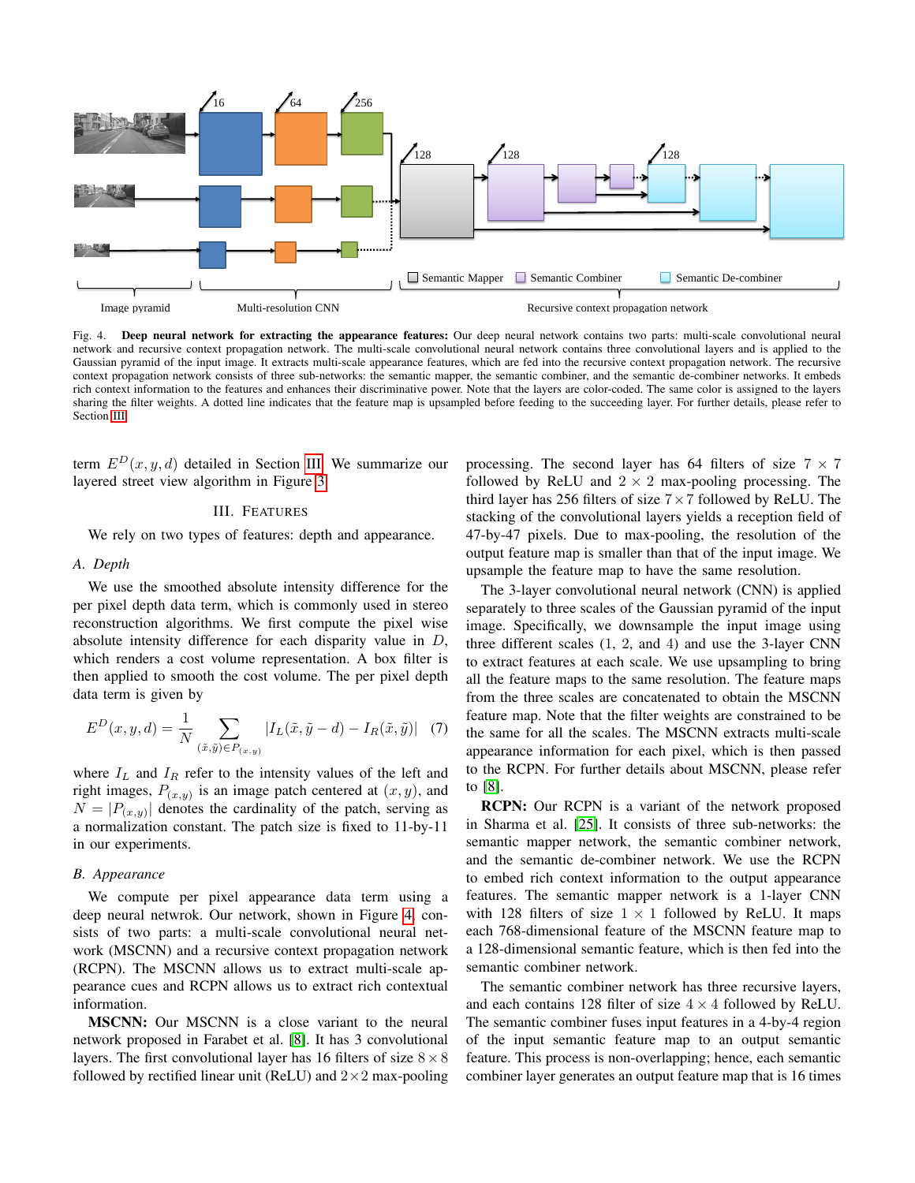Fig. 4. **Deep neural network for extracting the appearance features:** Our deep neural network contains two parts: multi-scale convolutional neural network and recursive context propagation network. The multi-scale convolutional neural network contains three convolutional layers and is applied to the Gaussian pyramid of the input image. It extracts multi-scale appearance features, which are fed into the recursive context propagation network. The recursive context propagation network consists of three sub-networks: the semantic mapper, the semantic combiner, and the semantic de-combiner networks. It embeds rich context information to the features and enhances their discriminative power. Note that the layers are color-coded. The same color is assigned to the layers sharing the filter weights. A dotted line indicates that the feature map is upsampled before feeding to the succeeding layer. For further details, please refer to Section III.

term $E^D(x, y, d)$ detailed in Section III. We summarize our layered street view algorithm in Figure 3.

## III. Features

We rely on two types of features: depth and appearance.

### A. Depth

We use the smoothed absolute intensity difference for the per pixel depth data term, which is commonly used in stereo reconstruction algorithms. We first compute the pixel wise absolute intensity difference for each disparity value in $D$, which renders a cost volume representation. A box filter is then applied to smooth the cost volume. The per pixel depth data term is given by

$$E^D(x, y, d) = \frac{1}{N} \sum_{(\tilde{x}, \tilde{y}) \in P_{(x,y)}} |I_L(\tilde{x}, \tilde{y} - d) - I_R(\tilde{x}, \tilde{y})| \quad (7)$$

where $I_L$ and $I_R$ refer to the intensity values of the left and right images, $P_{(x,y)}$ is an image patch centered at $(x, y)$, and $N = |P_{(x,y)}|$ denotes the cardinality of the patch, serving as a normalization constant. The patch size is fixed to 11-by-11 in our experiments.

### B. Appearance

We compute per pixel appearance data term using a deep neural netwrok. Our network, shown in Figure 4, consists of two parts: a multi-scale convolutional neural network (MSCNN) and a recursive context propagation network (RCPN). The MSCNN allows us to extract multi-scale appearance cues and RCPN allows us to extract rich contextual information.

**MSCNN:** Our MSCNN is a close variant to the neural network proposed in Farabet et al. [8]. It has 3 convolutional layers. The first convolutional layer has 16 filters of size $8 \times 8$ followed by rectified linear unit (ReLU) and $2 \times 2$ max-pooling processing. The second layer has 64 filters of size $7 \times 7$ followed by ReLU and $2 \times 2$ max-pooling processing. The third layer has 256 filters of size $7 \times 7$ followed by ReLU. The stacking of the convolutional layers yields a reception field of 47-by-47 pixels. Due to max-pooling, the resolution of the output feature map is smaller than that of the input image. We upsample the feature map to have the same resolution.

The 3-layer convolutional neural network (CNN) is applied separately to three scales of the Gaussian pyramid of the input image. Specifically, we downsample the input image using three different scales (1, 2, and 4) and use the 3-layer CNN to extract features at each scale. We use upsampling to bring all the feature maps to the same resolution. The feature maps from the three scales are concatenated to obtain the MSCNN feature map. Note that the filter weights are constrained to be the same for all the scales. The MSCNN extracts multi-scale appearance information for each pixel, which is then passed to the RCPN. For further details about MSCNN, please refer to [8].

**RCPN:** Our RCPN is a variant of the network proposed in Sharma et al. [25]. It consists of three sub-networks: the semantic mapper network, the semantic combiner network, and the semantic de-combiner network. We use the RCPN to embed rich context information to the output appearance features. The semantic mapper network is a 1-layer CNN with 128 filters of size $1 \times 1$ followed by ReLU. It maps each 768-dimensional feature of the MSCNN feature map to a 128-dimensional semantic feature, which is then fed into the semantic combiner network.

The semantic combiner network has three recursive layers, and each contains 128 filter of size $4 \times 4$ followed by ReLU. The semantic combiner fuses input features in a 4-by-4 region of the input semantic feature map to an output semantic feature. This process is non-overlapping; hence, each semantic combiner layer generates an output feature map that is 16 times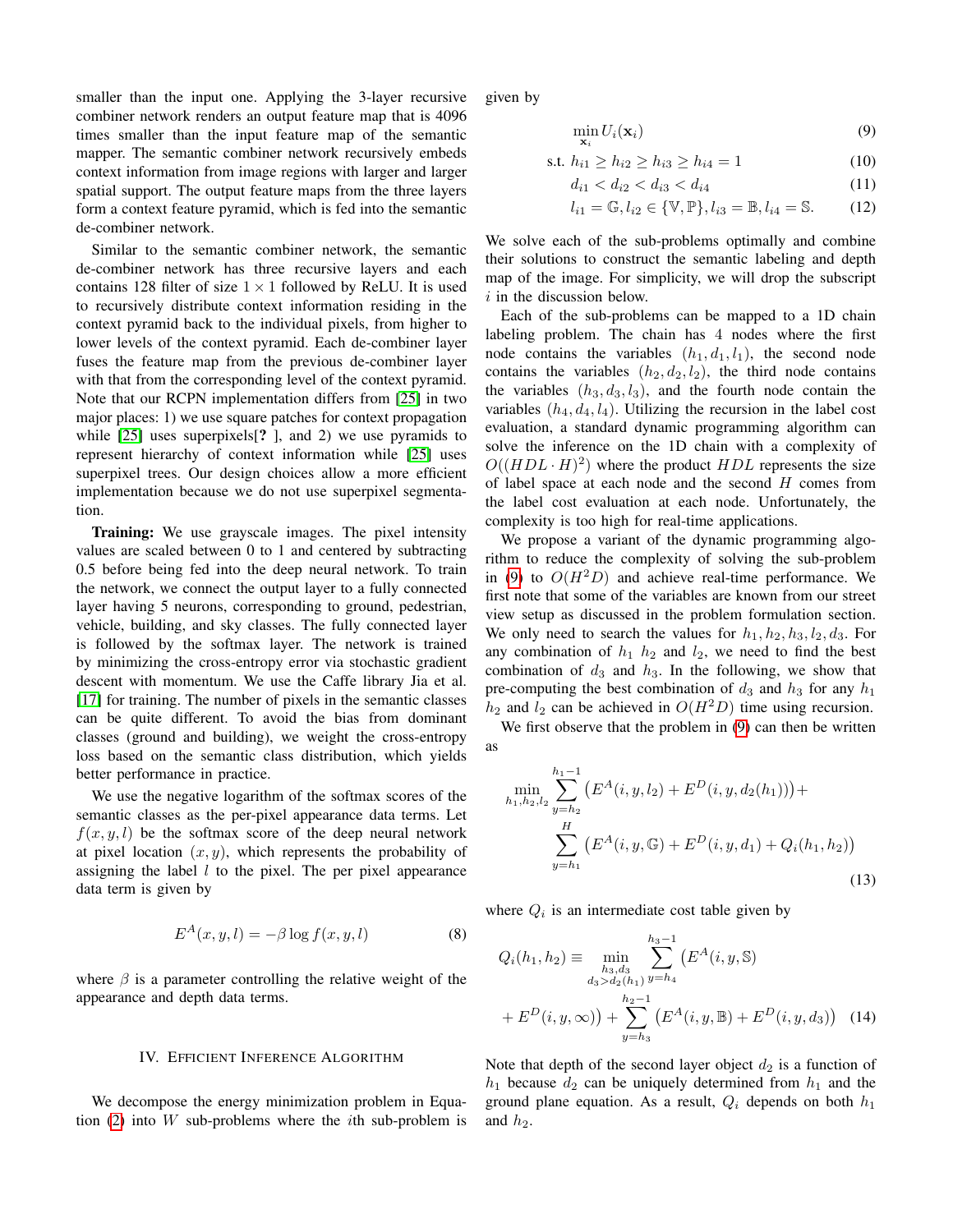smaller than the input one. Applying the 3-layer recursive combiner network renders an output feature map that is 4096 times smaller than the input feature map of the semantic mapper. The semantic combiner network recursively embeds context information from image regions with larger and larger spatial support. The output feature maps from the three layers form a context feature pyramid, which is fed into the semantic de-combiner network.

Similar to the semantic combiner network, the semantic de-combiner network has three recursive layers and each contains 128 filter of size $1 \times 1$ followed by ReLU. It is used to recursively distribute context information residing in the context pyramid back to the individual pixels, from higher to lower levels of the context pyramid. Each de-combiner layer fuses the feature map from the previous de-combiner layer with that from the corresponding level of the context pyramid. Note that our RCPN implementation differs from [25] in two major places: 1) we use square patches for context propagation while [25] uses superpixels[? ], and 2) we use pyramids to represent hierarchy of context information while [25] uses superpixel trees. Our design choices allow a more efficient implementation because we do not use superpixel segmentation.

**Training:** We use grayscale images. The pixel intensity values are scaled between 0 to 1 and centered by subtracting 0.5 before being fed into the deep neural network. To train the network, we connect the output layer to a fully connected layer having 5 neurons, corresponding to ground, pedestrian, vehicle, building, and sky classes. The fully connected layer is followed by the softmax layer. The network is trained by minimizing the cross-entropy error via stochastic gradient descent with momentum. We use the Caffe library Jia et al. [17] for training. The number of pixels in the semantic classes can be quite different. To avoid the bias from dominant classes (ground and building), we weight the cross-entropy loss based on the semantic class distribution, which yields better performance in practice.

We use the negative logarithm of the softmax scores of the semantic classes as the per-pixel appearance data terms. Let $f(x, y, l)$ be the softmax score of the deep neural network at pixel location $(x, y)$, which represents the probability of assigning the label $l$ to the pixel. The per pixel appearance data term is given by

$$E^A(x, y, l) = -\beta \log f(x, y, l) \tag{8}$$

where $\beta$ is a parameter controlling the relative weight of the appearance and depth data terms.

## IV. Efficient Inference Algorithm

We decompose the energy minimization problem in Equation (2) into $W$ sub-problems where the $i$th sub-problem is given by

$$\min_{\mathbf{x}_i} U_i(\mathbf{x}_i) \tag{9}$$

$$\text{s.t. } h_{i1} \geq h_{i2} \geq h_{i3} \geq h_{i4} = 1 \tag{10}$$

$$d_{i1} < d_{i2} < d_{i3} < d_{i4} \tag{11}$$

$$l_{i1} = \mathbb{G}, l_{i2} \in \{\mathbb{V}, \mathbb{P}\}, l_{i3} = \mathbb{B}, l_{i4} = \mathbb{S}. \tag{12}$$

We solve each of the sub-problems optimally and combine their solutions to construct the semantic labeling and depth map of the image. For simplicity, we will drop the subscript $i$ in the discussion below.

Each of the sub-problems can be mapped to a 1D chain labeling problem. The chain has 4 nodes where the first node contains the variables $(h_1, d_1, l_1)$, the second node contains the variables $(h_2, d_2, l_2)$, the third node contains the variables $(h_3, d_3, l_3)$, and the fourth node contain the variables $(h_4, d_4, l_4)$. Utilizing the recursion in the label cost evaluation, a standard dynamic programming algorithm can solve the inference on the 1D chain with a complexity of $O((HDL \cdot H)^2)$ where the product $HDL$ represents the size of label space at each node and the second $H$ comes from the label cost evaluation at each node. Unfortunately, the complexity is too high for real-time applications.

We propose a variant of the dynamic programming algorithm to reduce the complexity of solving the sub-problem in (9) to $O(H^2D)$ and achieve real-time performance. We first note that some of the variables are known from our street view setup as discussed in the problem formulation section. We only need to search the values for $h_1, h_2, h_3, l_2, d_3$. For any combination of $h_1$ $h_2$ and $l_2$, we need to find the best combination of $d_3$ and $h_3$. In the following, we show that pre-computing the best combination of $d_3$ and $h_3$ for any $h_1$ $h_2$ and $l_2$ can be achieved in $O(H^2D)$ time using recursion.

We first observe that the problem in (9) can then be written as

$$\min_{h_1,h_2,l_2} \sum_{y=h_2}^{h_1-1} \left(E^A(i,y,l_2) + E^D(i,y,d_2(h_1))\right) + \sum_{y=h_1}^{H} \left(E^A(i,y,\mathbb{G}) + E^D(i,y,d_1) + Q_i(h_1,h_2)\right) \tag{13}$$

where $Q_i$ is an intermediate cost table given by

$$Q_i(h_1,h_2) \equiv \min_{\substack{h_3,d_3 \\ d_3>d_2(h_1)}} \sum_{y=h_4}^{h_3-1} \left(E^A(i,y,\mathbb{S}) + E^D(i,y,\infty)\right) + \sum_{y=h_3}^{h_2-1} \left(E^A(i,y,\mathbb{B}) + E^D(i,y,d_3)\right) \tag{14}$$

Note that depth of the second layer object $d_2$ is a function of $h_1$ because $d_2$ can be uniquely determined from $h_1$ and the ground plane equation. As a result, $Q_i$ depends on both $h_1$ and $h_2$.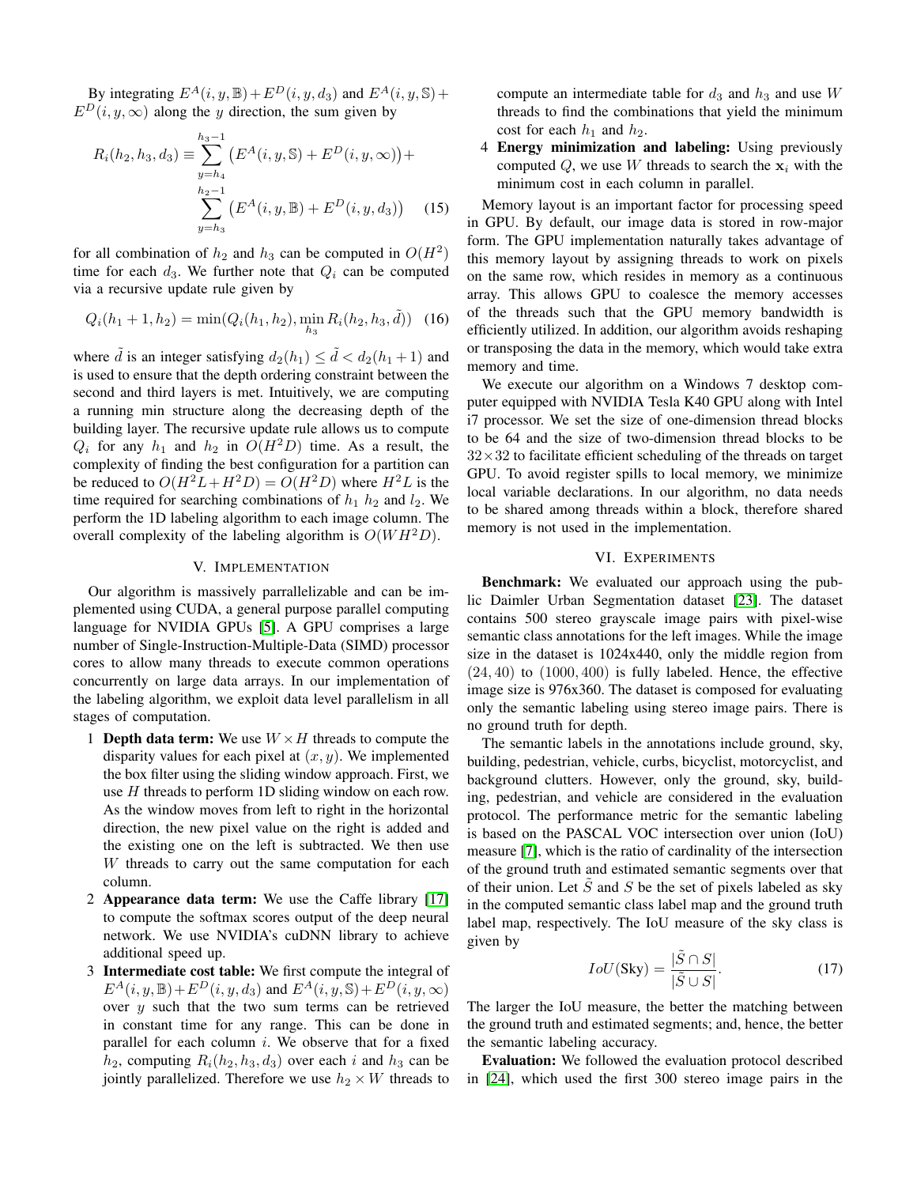By integrating $E^A(i, y, \mathbb{B}) + E^D(i, y, d_3)$ and $E^A(i, y, \mathbb{S}) + E^D(i, y, \infty)$ along the $y$ direction, the sum given by

$$R_i(h_2, h_3, d_3) \equiv \sum_{y=h_4}^{h_3-1} \left(E^A(i, y, \mathbb{S}) + E^D(i, y, \infty)\right) + \sum_{y=h_3}^{h_2-1} \left(E^A(i, y, \mathbb{B}) + E^D(i, y, d_3)\right) \quad (15)$$

for all combination of $h_2$ and $h_3$ can be computed in $O(H^2)$ time for each $d_3$. We further note that $Q_i$ can be computed via a recursive update rule given by

$$Q_i(h_1 + 1, h_2) = \min(Q_i(h_1, h_2), \min_{h_3} R_i(h_2, h_3, \tilde{d})) \quad (16)$$

where $\tilde{d}$ is an integer satisfying $d_2(h_1) \leq \tilde{d} < d_2(h_1 + 1)$ and is used to ensure that the depth ordering constraint between the second and third layers is met. Intuitively, we are computing a running min structure along the decreasing depth of the building layer. The recursive update rule allows us to compute $Q_i$ for any $h_1$ and $h_2$ in $O(H^2 D)$ time. As a result, the complexity of finding the best configuration for a partition can be reduced to $O(H^2 L + H^2 D) = O(H^2 D)$ where $H^2 L$ is the time required for searching combinations of $h_1$ $h_2$ and $l_2$. We perform the 1D labeling algorithm to each image column. The overall complexity of the labeling algorithm is $O(W H^2 D)$.

## V. Implementation

Our algorithm is massively parrallelizable and can be implemented using CUDA, a general purpose parallel computing language for NVIDIA GPUs [5]. A GPU comprises a large number of Single-Instruction-Multiple-Data (SIMD) processor cores to allow many threads to execute common operations concurrently on large data arrays. In our implementation of the labeling algorithm, we exploit data level parallelism in all stages of computation.

1. **Depth data term:** We use $W \times H$ threads to compute the disparity values for each pixel at $(x, y)$. We implemented the box filter using the sliding window approach. First, we use $H$ threads to perform 1D sliding window on each row. As the window moves from left to right in the horizontal direction, the new pixel value on the right is added and the existing one on the left is subtracted. We then use $W$ threads to carry out the same computation for each column.
2. **Appearance data term:** We use the Caffe library [17] to compute the softmax scores output of the deep neural network. We use NVIDIA's cuDNN library to achieve additional speed up.
3. **Intermediate cost table:** We first compute the integral of $E^A(i, y, \mathbb{B}) + E^D(i, y, d_3)$ and $E^A(i, y, \mathbb{S}) + E^D(i, y, \infty)$ over $y$ such that the two sum terms can be retrieved in constant time for any range. This can be done in parallel for each column $i$. We observe that for a fixed $h_2$, computing $R_i(h_2, h_3, d_3)$ over each $i$ and $h_3$ can be jointly parallelized. Therefore we use $h_2 \times W$ threads to compute an intermediate table for $d_3$ and $h_3$ and use $W$ threads to find the combinations that yield the minimum cost for each $h_1$ and $h_2$.
4. **Energy minimization and labeling:** Using previously computed $Q$, we use $W$ threads to search the $\mathbf{x}_i$ with the minimum cost in each column in parallel.

Memory layout is an important factor for processing speed in GPU. By default, our image data is stored in row-major form. The GPU implementation naturally takes advantage of this memory layout by assigning threads to work on pixels on the same row, which resides in memory as a continuous array. This allows GPU to coalesce the memory accesses of the threads such that the GPU memory bandwidth is efficiently utilized. In addition, our algorithm avoids reshaping or transposing the data in the memory, which would take extra memory and time.

We execute our algorithm on a Windows 7 desktop computer equipped with NVIDIA Tesla K40 GPU along with Intel i7 processor. We set the size of one-dimension thread blocks to be 64 and the size of two-dimension thread blocks to be $32 \times 32$ to facilitate efficient scheduling of the threads on target GPU. To avoid register spills to local memory, we minimize local variable declarations. In our algorithm, no data needs to be shared among threads within a block, therefore shared memory is not used in the implementation.

## VI. Experiments

**Benchmark:** We evaluated our approach using the public Daimler Urban Segmentation dataset [23]. The dataset contains 500 stereo grayscale image pairs with pixel-wise semantic class annotations for the left images. While the image size in the dataset is 1024x440, only the middle region from $(24, 40)$ to $(1000, 400)$ is fully labeled. Hence, the effective image size is 976x360. The dataset is composed for evaluating only the semantic labeling using stereo image pairs. There is no ground truth for depth.

The semantic labels in the annotations include ground, sky, building, pedestrian, vehicle, curbs, bicyclist, motorcyclist, and background clutters. However, only the ground, sky, building, pedestrian, and vehicle are considered in the evaluation protocol. The performance metric for the semantic labeling is based on the PASCAL VOC intersection over union (IoU) measure [7], which is the ratio of cardinality of the intersection of the ground truth and estimated semantic segments over that of their union. Let $\tilde{S}$ and $S$ be the set of pixels labeled as sky in the computed semantic class label map and the ground truth label map, respectively. The IoU measure of the sky class is given by

$$IoU(\text{Sky}) = \frac{|\tilde{S} \cap S|}{|\tilde{S} \cup S|}. \quad (17)$$

The larger the IoU measure, the better the matching between the ground truth and estimated segments; and, hence, the better the semantic labeling accuracy.

**Evaluation:** We followed the evaluation protocol described in [24], which used the first 300 stereo image pairs in the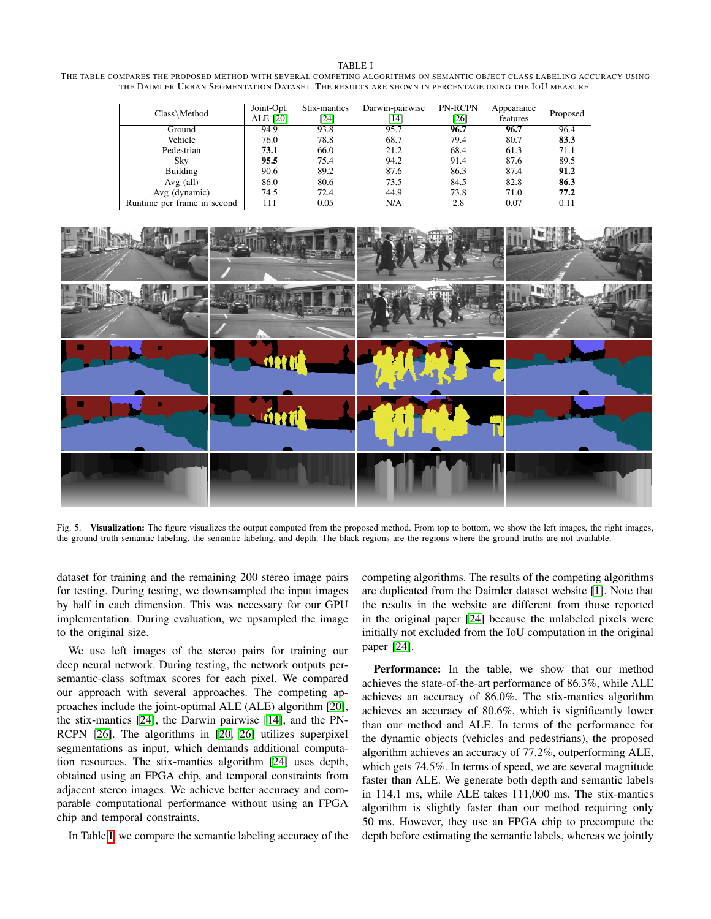TABLE I

THE TABLE COMPARES THE PROPOSED METHOD WITH SEVERAL COMPETING ALGORITHMS ON SEMANTIC OBJECT CLASS LABELING ACCURACY USING THE DAIMLER URBAN SEGMENTATION DATASET. THE RESULTS ARE SHOWN IN PERCENTAGE USING THE IOU MEASURE.

| Class\Method | Joint-Opt. ALE [20] | Stix-mantics [24] | Darwin-pairwise [14] | PN-RCPN [26] | Appearance features | Proposed |
|---|---|---|---|---|---|---|
| Ground | 94.9 | 93.8 | 95.7 | **96.7** | **96.7** | 96.4 |
| Vehicle | 76.0 | 78.8 | 68.7 | 79.4 | 80.7 | **83.3** |
| Pedestrian | **73.1** | 66.0 | 21.2 | 68.4 | 61.3 | 71.1 |
| Sky | **95.5** | 75.4 | 94.2 | 91.4 | 87.6 | 89.5 |
| Building | 90.6 | 89.2 | 87.6 | 86.3 | 87.4 | **91.2** |
| Avg (all) | 86.0 | 80.6 | 73.5 | 84.5 | 82.8 | **86.3** |
| Avg (dynamic) | 74.5 | 72.4 | 44.9 | 73.8 | 71.0 | **77.2** |
| Runtime per frame in second | 111 | 0.05 | N/A | 2.8 | 0.07 | 0.11 |

Fig. 5. **Visualization:** The figure visualizes the output computed from the proposed method. From top to bottom, we show the left images, the right images, the ground truth semantic labeling, the semantic labeling, and depth. The black regions are the regions where the ground truths are not available.

dataset for training and the remaining 200 stereo image pairs for testing. During testing, we downsampled the input images by half in each dimension. This was necessary for our GPU implementation. During evaluation, we upsampled the image to the original size.

We use left images of the stereo pairs for training our deep neural network. During testing, the network outputs per-semantic-class softmax scores for each pixel. We compared our approach with several approaches. The competing approaches include the joint-optimal ALE (ALE) algorithm [20], the stix-mantics [24], the Darwin pairwise [14], and the PN-RCPN [26]. The algorithms in [20, 26] utilizes superpixel segmentations as input, which demands additional computation resources. The stix-mantics algorithm [24] uses depth, obtained using an FPGA chip, and temporal constraints from adjacent stereo images. We achieve better accuracy and comparable computational performance without using an FPGA chip and temporal constraints.

In Table I, we compare the semantic labeling accuracy of the competing algorithms. The results of the competing algorithms are duplicated from the Daimler dataset website [1]. Note that the results in the website are different from those reported in the original paper [24] because the unlabeled pixels were initially not excluded from the IoU computation in the original paper [24].

**Performance:** In the table, we show that our method achieves the state-of-the-art performance of 86.3%, while ALE achieves an accuracy of 86.0%. The stix-mantics algorithm achieves an accuracy of 80.6%, which is significantly lower than our method and ALE. In terms of the performance for the dynamic objects (vehicles and pedestrians), the proposed algorithm achieves an accuracy of 77.2%, outperforming ALE, which gets 74.5%. In terms of speed, we are several magnitude faster than ALE. We generate both depth and semantic labels in 114.1 ms, while ALE takes 111,000 ms. The stix-mantics algorithm is slightly faster than our method requiring only 50 ms. However, they use an FPGA chip to precompute the depth before estimating the semantic labels, whereas we jointly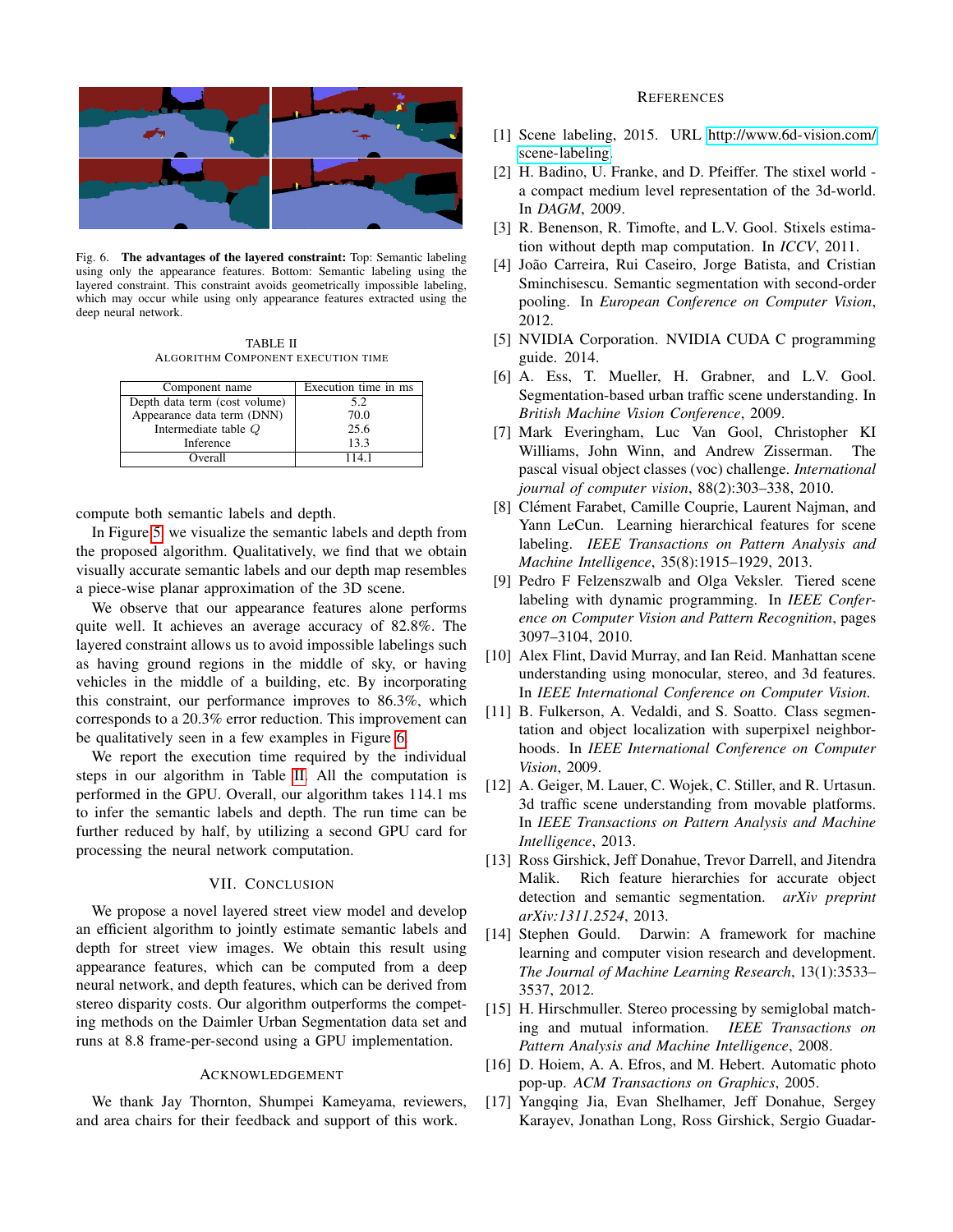Fig. 6. **The advantages of the layered constraint:** Top: Semantic labeling using only the appearance features. Bottom: Semantic labeling using the layered constraint. This constraint avoids geometrically impossible labeling, which may occur while using only appearance features extracted using the deep neural network.

TABLE II
ALGORITHM COMPONENT EXECUTION TIME

| Component name | Execution time in ms |
|---|---|
| Depth data term (cost volume) | 5.2 |
| Appearance data term (DNN) | 70.0 |
| Intermediate table $Q$ | 25.6 |
| Inference | 13.3 |
| Overall | 114.1 |

compute both semantic labels and depth.

In Figure 5, we visualize the semantic labels and depth from the proposed algorithm. Qualitatively, we find that we obtain visually accurate semantic labels and our depth map resembles a piece-wise planar approximation of the 3D scene.

We observe that our appearance features alone performs quite well. It achieves an average accuracy of 82.8%. The layered constraint allows us to avoid impossible labelings such as having ground regions in the middle of sky, or having vehicles in the middle of a building, etc. By incorporating this constraint, our performance improves to 86.3%, which corresponds to a 20.3% error reduction. This improvement can be qualitatively seen in a few examples in Figure 6.

We report the execution time required by the individual steps in our algorithm in Table II. All the computation is performed in the GPU. Overall, our algorithm takes 114.1 ms to infer the semantic labels and depth. The run time can be further reduced by half, by utilizing a second GPU card for processing the neural network computation.

## VII. Conclusion

We propose a novel layered street view model and develop an efficient algorithm to jointly estimate semantic labels and depth for street view images. We obtain this result using appearance features, which can be computed from a deep neural network, and depth features, which can be derived from stereo disparity costs. Our algorithm outperforms the competing methods on the Daimler Urban Segmentation data set and runs at 8.8 frame-per-second using a GPU implementation.

## Acknowledgement

We thank Jay Thornton, Shumpei Kameyama, reviewers, and area chairs for their feedback and support of this work.

## References

[1] Scene labeling, 2015. URL http://www.6d-vision.com/scene-labeling.

[2] H. Badino, U. Franke, and D. Pfeiffer. The stixel world - a compact medium level representation of the 3d-world. In *DAGM*, 2009.

[3] R. Benenson, R. Timofte, and L.V. Gool. Stixels estimation without depth map computation. In *ICCV*, 2011.

[4] João Carreira, Rui Caseiro, Jorge Batista, and Cristian Sminchisescu. Semantic segmentation with second-order pooling. In *European Conference on Computer Vision*, 2012.

[5] NVIDIA Corporation. NVIDIA CUDA C programming guide. 2014.

[6] A. Ess, T. Mueller, H. Grabner, and L.V. Gool. Segmentation-based urban traffic scene understanding. In *British Machine Vision Conference*, 2009.

[7] Mark Everingham, Luc Van Gool, Christopher KI Williams, John Winn, and Andrew Zisserman. The pascal visual object classes (voc) challenge. *International journal of computer vision*, 88(2):303–338, 2010.

[8] Clément Farabet, Camille Couprie, Laurent Najman, and Yann LeCun. Learning hierarchical features for scene labeling. *IEEE Transactions on Pattern Analysis and Machine Intelligence*, 35(8):1915–1929, 2013.

[9] Pedro F Felzenszwalb and Olga Veksler. Tiered scene labeling with dynamic programming. In *IEEE Conference on Computer Vision and Pattern Recognition*, pages 3097–3104, 2010.

[10] Alex Flint, David Murray, and Ian Reid. Manhattan scene understanding using monocular, stereo, and 3d features. In *IEEE International Conference on Computer Vision*.

[11] B. Fulkerson, A. Vedaldi, and S. Soatto. Class segmentation and object localization with superpixel neighborhoods. In *IEEE International Conference on Computer Vision*, 2009.

[12] A. Geiger, M. Lauer, C. Wojek, C. Stiller, and R. Urtasun. 3d traffic scene understanding from movable platforms. In *IEEE Transactions on Pattern Analysis and Machine Intelligence*, 2013.

[13] Ross Girshick, Jeff Donahue, Trevor Darrell, and Jitendra Malik. Rich feature hierarchies for accurate object detection and semantic segmentation. *arXiv preprint arXiv:1311.2524*, 2013.

[14] Stephen Gould. Darwin: A framework for machine learning and computer vision research and development. *The Journal of Machine Learning Research*, 13(1):3533–3537, 2012.

[15] H. Hirschmuller. Stereo processing by semiglobal matching and mutual information. *IEEE Transactions on Pattern Analysis and Machine Intelligence*, 2008.

[16] D. Hoiem, A. A. Efros, and M. Hebert. Automatic photo pop-up. *ACM Transactions on Graphics*, 2005.

[17] Yangqing Jia, Evan Shelhamer, Jeff Donahue, Sergey Karayev, Jonathan Long, Ross Girshick, Sergio Guadar-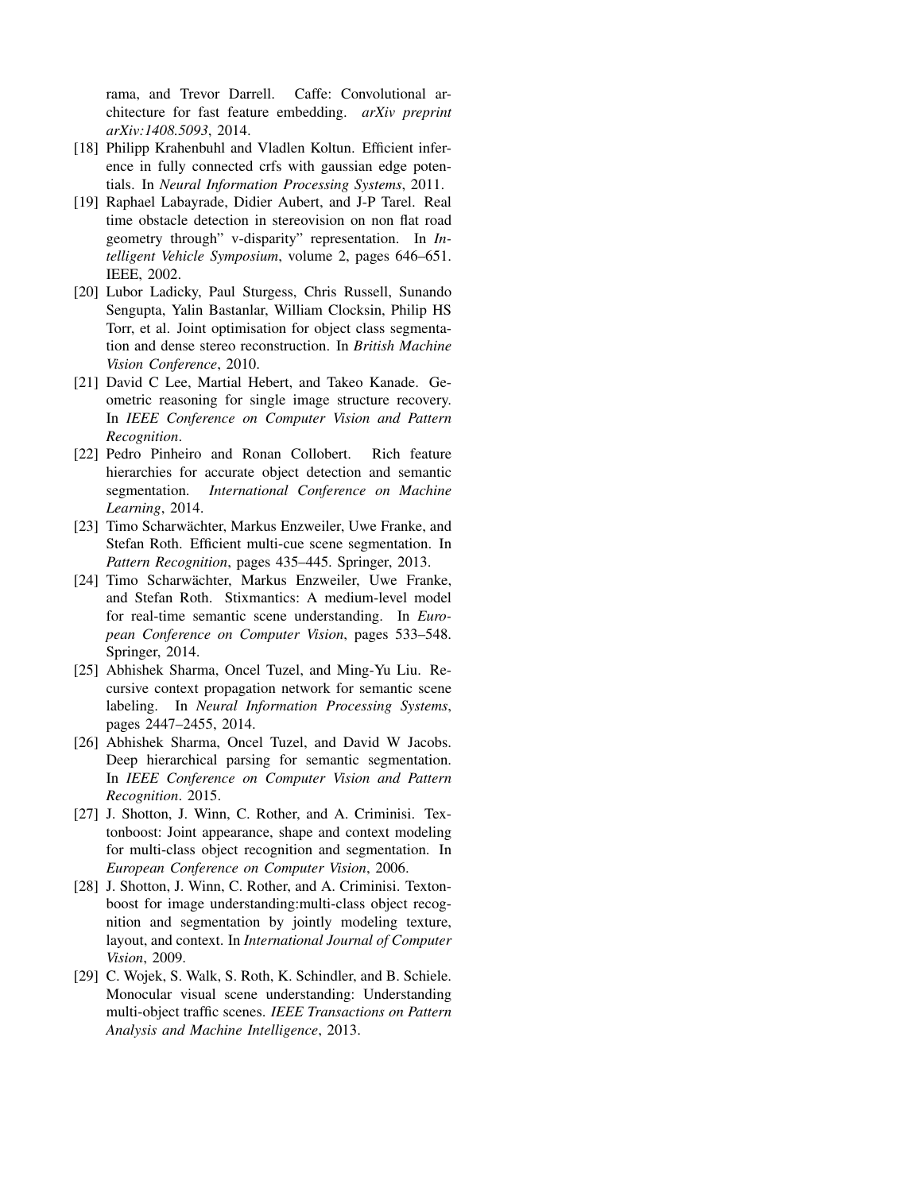rama, and Trevor Darrell. Caffe: Convolutional architecture for fast feature embedding. *arXiv preprint arXiv:1408.5093*, 2014.

[18] Philipp Krahenbuhl and Vladlen Koltun. Efficient inference in fully connected crfs with gaussian edge potentials. In *Neural Information Processing Systems*, 2011.

[19] Raphael Labayrade, Didier Aubert, and J-P Tarel. Real time obstacle detection in stereovision on non flat road geometry through" v-disparity" representation. In *Intelligent Vehicle Symposium*, volume 2, pages 646–651. IEEE, 2002.

[20] Lubor Ladicky, Paul Sturgess, Chris Russell, Sunando Sengupta, Yalin Bastanlar, William Clocksin, Philip HS Torr, et al. Joint optimisation for object class segmentation and dense stereo reconstruction. In *British Machine Vision Conference*, 2010.

[21] David C Lee, Martial Hebert, and Takeo Kanade. Geometric reasoning for single image structure recovery. In *IEEE Conference on Computer Vision and Pattern Recognition*.

[22] Pedro Pinheiro and Ronan Collobert. Rich feature hierarchies for accurate object detection and semantic segmentation. *International Conference on Machine Learning*, 2014.

[23] Timo Scharwächter, Markus Enzweiler, Uwe Franke, and Stefan Roth. Efficient multi-cue scene segmentation. In *Pattern Recognition*, pages 435–445. Springer, 2013.

[24] Timo Scharwächter, Markus Enzweiler, Uwe Franke, and Stefan Roth. Stixmantics: A medium-level model for real-time semantic scene understanding. In *European Conference on Computer Vision*, pages 533–548. Springer, 2014.

[25] Abhishek Sharma, Oncel Tuzel, and Ming-Yu Liu. Recursive context propagation network for semantic scene labeling. In *Neural Information Processing Systems*, pages 2447–2455, 2014.

[26] Abhishek Sharma, Oncel Tuzel, and David W Jacobs. Deep hierarchical parsing for semantic segmentation. In *IEEE Conference on Computer Vision and Pattern Recognition*. 2015.

[27] J. Shotton, J. Winn, C. Rother, and A. Criminisi. Textonboost: Joint appearance, shape and context modeling for multi-class object recognition and segmentation. In *European Conference on Computer Vision*, 2006.

[28] J. Shotton, J. Winn, C. Rother, and A. Criminisi. Textonboost for image understanding:multi-class object recognition and segmentation by jointly modeling texture, layout, and context. In *International Journal of Computer Vision*, 2009.

[29] C. Wojek, S. Walk, S. Roth, K. Schindler, and B. Schiele. Monocular visual scene understanding: Understanding multi-object traffic scenes. *IEEE Transactions on Pattern Analysis and Machine Intelligence*, 2013.